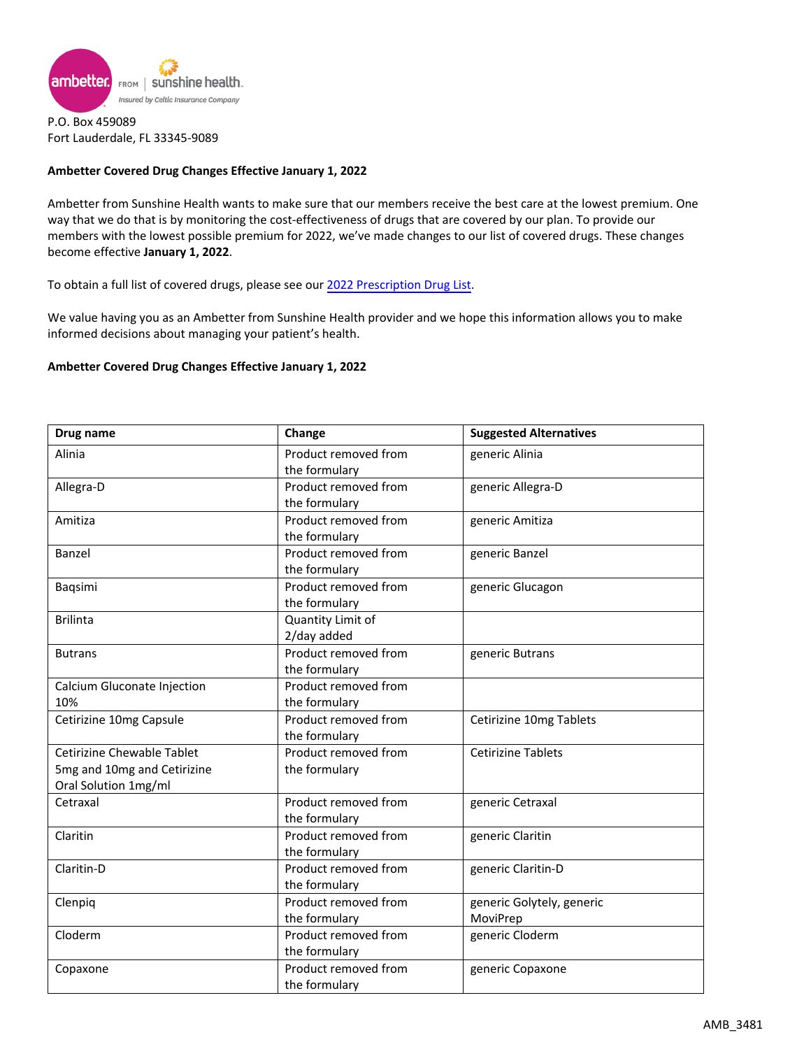P.O. Box 459089
Fort Lauderdale, FL 33345-9089

**Ambetter Covered Drug Changes Effective January 1, 2022**

Ambetter from Sunshine Health wants to make sure that our members receive the best care at the lowest premium. One way that we do that is by monitoring the cost-effectiveness of drugs that are covered by our plan. To provide our members with the lowest possible premium for 2022, we've made changes to our list of covered drugs. These changes become effective **January 1, 2022**.

To obtain a full list of covered drugs, please see our 2022 Prescription Drug List.

We value having you as an Ambetter from Sunshine Health provider and we hope this information allows you to make informed decisions about managing your patient's health.

**Ambetter Covered Drug Changes Effective January 1, 2022**

| Drug name | Change | Suggested Alternatives |
|---|---|---|
| Alinia | Product removed from the formulary | generic Alinia |
| Allegra-D | Product removed from the formulary | generic Allegra-D |
| Amitiza | Product removed from the formulary | generic Amitiza |
| Banzel | Product removed from the formulary | generic Banzel |
| Baqsimi | Product removed from the formulary | generic Glucagon |
| Brilinta | Quantity Limit of 2/day added | |
| Butrans | Product removed from the formulary | generic Butrans |
| Calcium Gluconate Injection 10% | Product removed from the formulary | |
| Cetirizine 10mg Capsule | Product removed from the formulary | Cetirizine 10mg Tablets |
| Cetirizine Chewable Tablet 5mg and 10mg and Cetirizine Oral Solution 1mg/ml | Product removed from the formulary | Cetirizine Tablets |
| Cetraxal | Product removed from the formulary | generic Cetraxal |
| Claritin | Product removed from the formulary | generic Claritin |
| Claritin-D | Product removed from the formulary | generic Claritin-D |
| Clenpiq | Product removed from the formulary | generic Golytely, generic MoviPrep |
| Cloderm | Product removed from the formulary | generic Cloderm |
| Copaxone | Product removed from the formulary | generic Copaxone |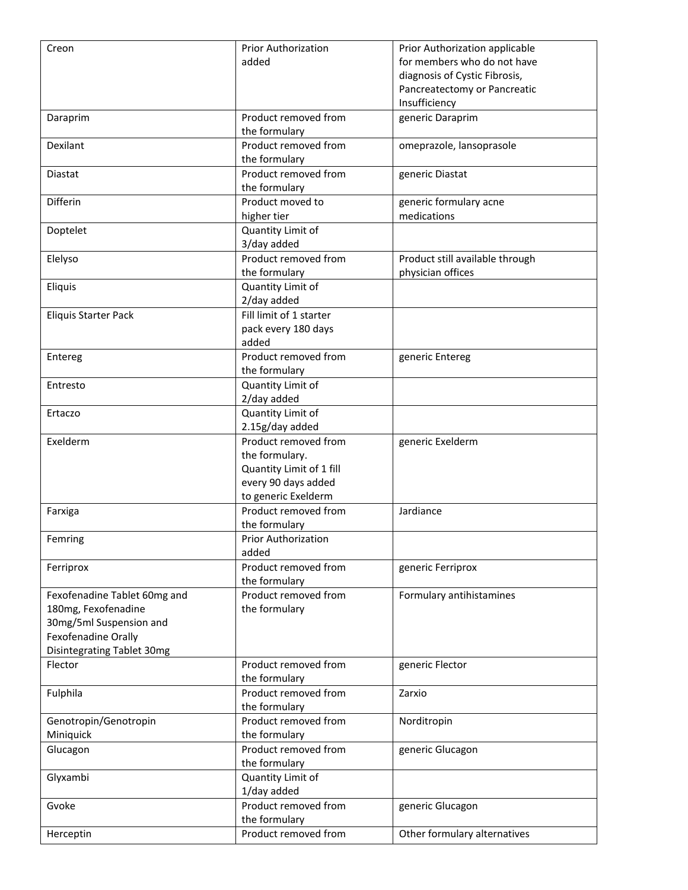| | | |
|---|---|---|
| Creon | Prior Authorization added | Prior Authorization applicable for members who do not have diagnosis of Cystic Fibrosis, Pancreatectomy or Pancreatic Insufficiency |
| Daraprim | Product removed from the formulary | generic Daraprim |
| Dexilant | Product removed from the formulary | omeprazole, lansoprasole |
| Diastat | Product removed from the formulary | generic Diastat |
| Differin | Product moved to higher tier | generic formulary acne medications |
| Doptelet | Quantity Limit of 3/day added | |
| Elelyso | Product removed from the formulary | Product still available through physician offices |
| Eliquis | Quantity Limit of 2/day added | |
| Eliquis Starter Pack | Fill limit of 1 starter pack every 180 days added | |
| Entereg | Product removed from the formulary | generic Entereg |
| Entresto | Quantity Limit of 2/day added | |
| Ertaczo | Quantity Limit of 2.15g/day added | |
| Exelderm | Product removed from the formulary. Quantity Limit of 1 fill every 90 days added to generic Exelderm | generic Exelderm |
| Farxiga | Product removed from the formulary | Jardiance |
| Femring | Prior Authorization added | |
| Ferriprox | Product removed from the formulary | generic Ferriprox |
| Fexofenadine Tablet 60mg and 180mg, Fexofenadine 30mg/5ml Suspension and Fexofenadine Orally Disintegrating Tablet 30mg | Product removed from the formulary | Formulary antihistamines |
| Flector | Product removed from the formulary | generic Flector |
| Fulphila | Product removed from the formulary | Zarxio |
| Genotropin/Genotropin Miniquick | Product removed from the formulary | Norditropin |
| Glucagon | Product removed from the formulary | generic Glucagon |
| Glyxambi | Quantity Limit of 1/day added | |
| Gvoke | Product removed from the formulary | generic Glucagon |
| Herceptin | Product removed from | Other formulary alternatives |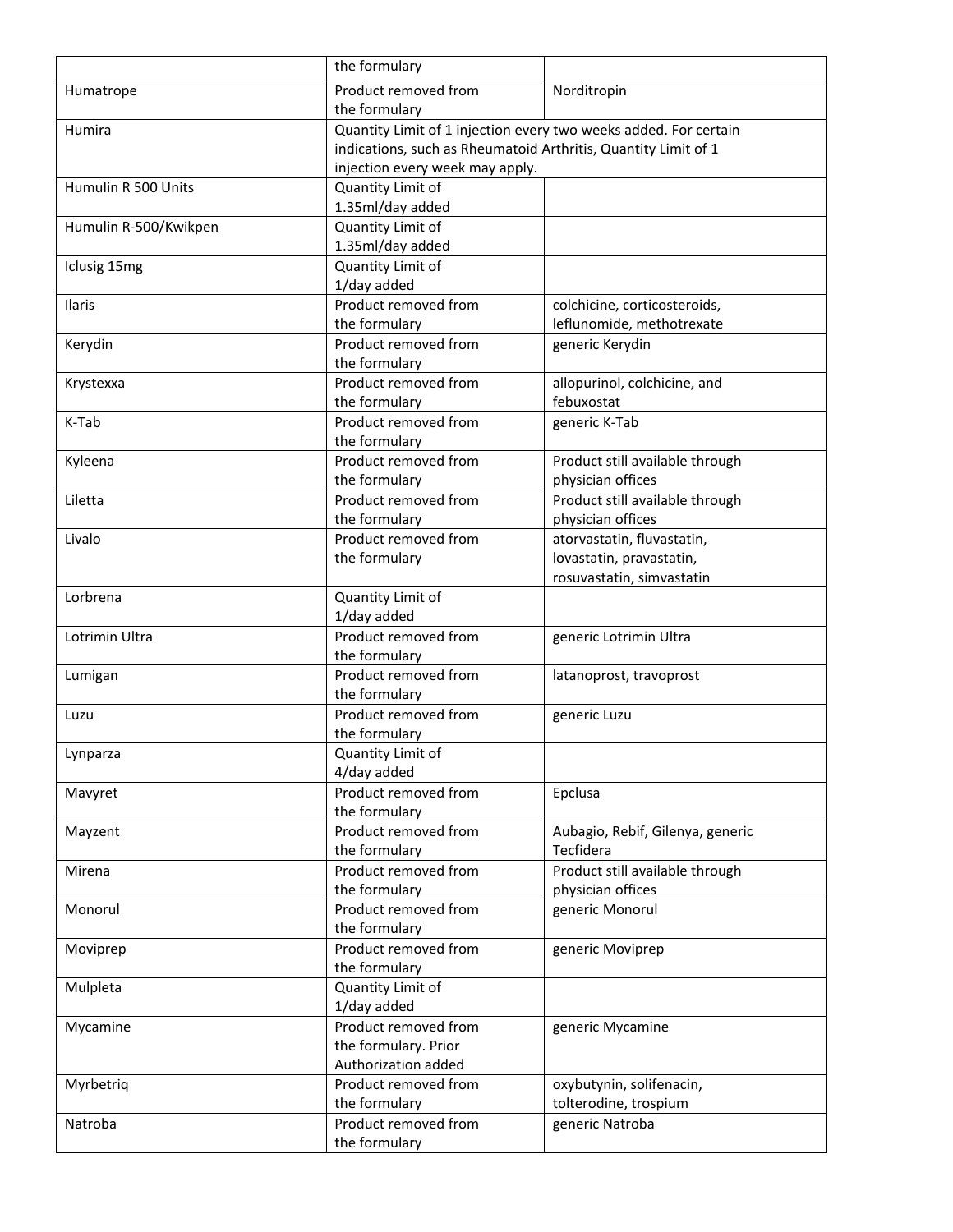| | | |
|---|---|---|
| | the formulary | |
| Humatrope | Product removed from the formulary | Norditropin |
| Humira | Quantity Limit of 1 injection every two weeks added. For certain indications, such as Rheumatoid Arthritis, Quantity Limit of 1 injection every week may apply. | |
| Humulin R 500 Units | Quantity Limit of 1.35ml/day added | |
| Humulin R-500/Kwikpen | Quantity Limit of 1.35ml/day added | |
| Iclusig 15mg | Quantity Limit of 1/day added | |
| Ilaris | Product removed from the formulary | colchicine, corticosteroids, leflunomide, methotrexate |
| Kerydin | Product removed from the formulary | generic Kerydin |
| Krystexxa | Product removed from the formulary | allopurinol, colchicine, and febuxostat |
| K-Tab | Product removed from the formulary | generic K-Tab |
| Kyleena | Product removed from the formulary | Product still available through physician offices |
| Liletta | Product removed from the formulary | Product still available through physician offices |
| Livalo | Product removed from the formulary | atorvastatin, fluvastatin, lovastatin, pravastatin, rosuvastatin, simvastatin |
| Lorbrena | Quantity Limit of 1/day added | |
| Lotrimin Ultra | Product removed from the formulary | generic Lotrimin Ultra |
| Lumigan | Product removed from the formulary | latanoprost, travoprost |
| Luzu | Product removed from the formulary | generic Luzu |
| Lynparza | Quantity Limit of 4/day added | |
| Mavyret | Product removed from the formulary | Epclusa |
| Mayzent | Product removed from the formulary | Aubagio, Rebif, Gilenya, generic Tecfidera |
| Mirena | Product removed from the formulary | Product still available through physician offices |
| Monorul | Product removed from the formulary | generic Monorul |
| Moviprep | Product removed from the formulary | generic Moviprep |
| Mulpleta | Quantity Limit of 1/day added | |
| Mycamine | Product removed from the formulary. Prior Authorization added | generic Mycamine |
| Myrbetriq | Product removed from the formulary | oxybutynin, solifenacin, tolterodine, trospium |
| Natroba | Product removed from the formulary | generic Natroba |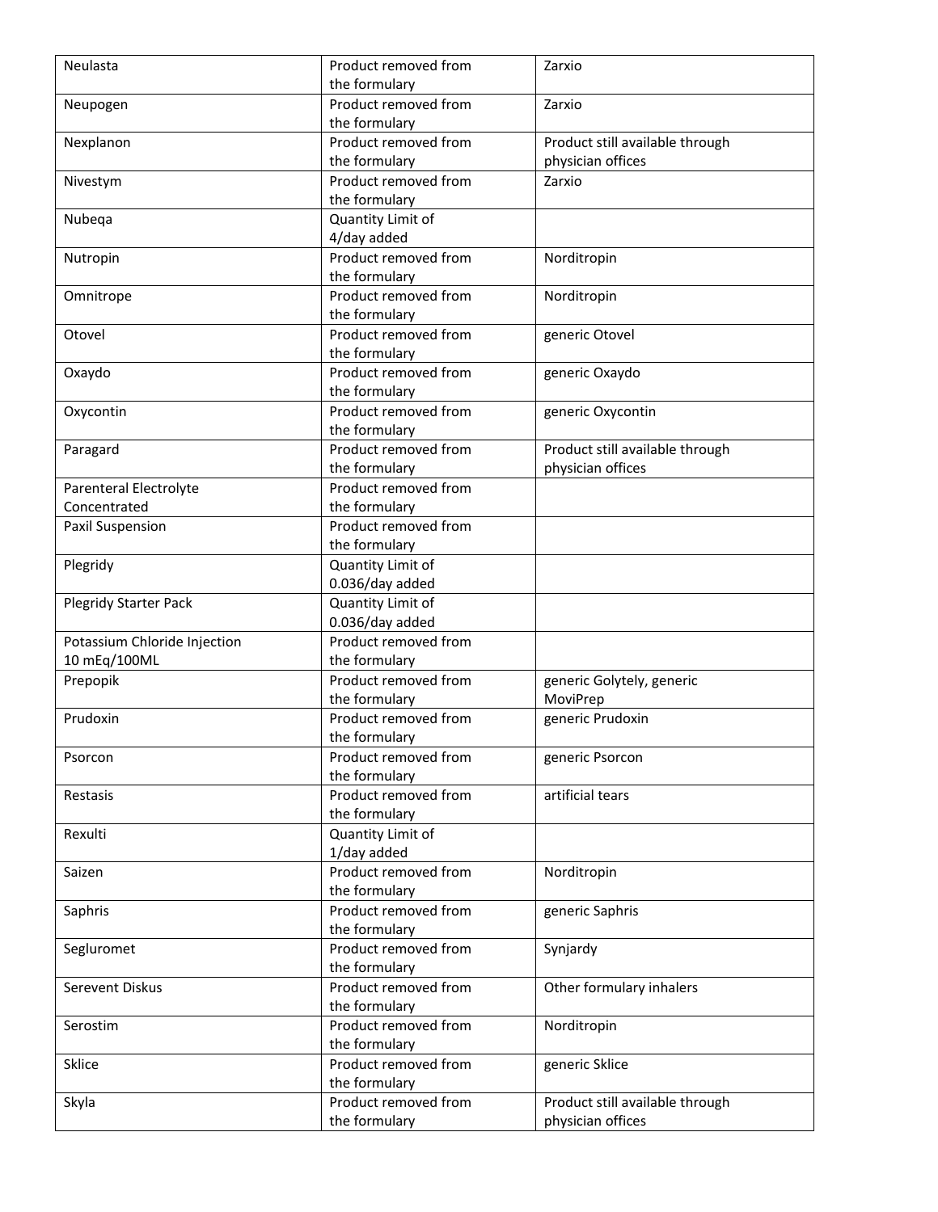| Neulasta | Product removed from the formulary | Zarxio |
|---|---|---|
| Neupogen | Product removed from the formulary | Zarxio |
| Nexplanon | Product removed from the formulary | Product still available through physician offices |
| Nivestym | Product removed from the formulary | Zarxio |
| Nubeqa | Quantity Limit of 4/day added | |
| Nutropin | Product removed from the formulary | Norditropin |
| Omnitrope | Product removed from the formulary | Norditropin |
| Otovel | Product removed from the formulary | generic Otovel |
| Oxaydo | Product removed from the formulary | generic Oxaydo |
| Oxycontin | Product removed from the formulary | generic Oxycontin |
| Paragard | Product removed from the formulary | Product still available through physician offices |
| Parenteral Electrolyte Concentrated | Product removed from the formulary | |
| Paxil Suspension | Product removed from the formulary | |
| Plegridy | Quantity Limit of 0.036/day added | |
| Plegridy Starter Pack | Quantity Limit of 0.036/day added | |
| Potassium Chloride Injection 10 mEq/100ML | Product removed from the formulary | |
| Prepopik | Product removed from the formulary | generic Golytely, generic MoviPrep |
| Prudoxin | Product removed from the formulary | generic Prudoxin |
| Psorcon | Product removed from the formulary | generic Psorcon |
| Restasis | Product removed from the formulary | artificial tears |
| Rexulti | Quantity Limit of 1/day added | |
| Saizen | Product removed from the formulary | Norditropin |
| Saphris | Product removed from the formulary | generic Saphris |
| Segluromet | Product removed from the formulary | Synjardy |
| Serevent Diskus | Product removed from the formulary | Other formulary inhalers |
| Serostim | Product removed from the formulary | Norditropin |
| Sklice | Product removed from the formulary | generic Sklice |
| Skyla | Product removed from the formulary | Product still available through physician offices |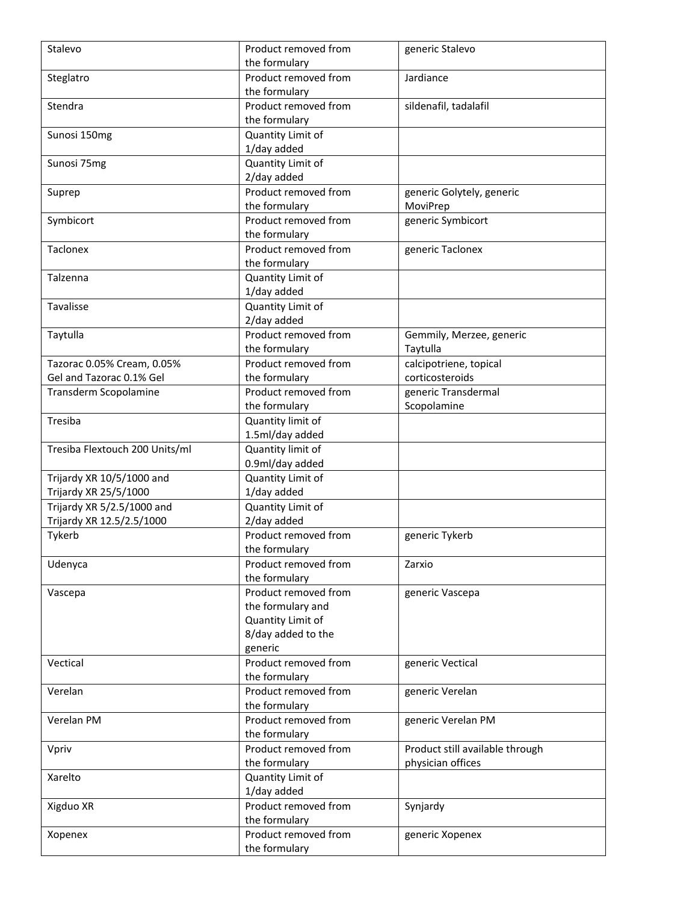| Stalevo | Product removed from the formulary | generic Stalevo |
|---|---|---|
| Steglatro | Product removed from the formulary | Jardiance |
| Stendra | Product removed from the formulary | sildenafil, tadalafil |
| Sunosi 150mg | Quantity Limit of 1/day added | |
| Sunosi 75mg | Quantity Limit of 2/day added | |
| Suprep | Product removed from the formulary | generic Golytely, generic MoviPrep |
| Symbicort | Product removed from the formulary | generic Symbicort |
| Taclonex | Product removed from the formulary | generic Taclonex |
| Talzenna | Quantity Limit of 1/day added | |
| Tavalisse | Quantity Limit of 2/day added | |
| Taytulla | Product removed from the formulary | Gemmily, Merzee, generic Taytulla |
| Tazorac 0.05% Cream, 0.05% Gel and Tazorac 0.1% Gel | Product removed from the formulary | calcipotriene, topical corticosteroids |
| Transderm Scopolamine | Product removed from the formulary | generic Transdermal Scopolamine |
| Tresiba | Quantity limit of 1.5ml/day added | |
| Tresiba Flextouch 200 Units/ml | Quantity limit of 0.9ml/day added | |
| Trijardy XR 10/5/1000 and Trijardy XR 25/5/1000 | Quantity Limit of 1/day added | |
| Trijardy XR 5/2.5/1000 and Trijardy XR 12.5/2.5/1000 | Quantity Limit of 2/day added | |
| Tykerb | Product removed from the formulary | generic Tykerb |
| Udenyca | Product removed from the formulary | Zarxio |
| Vascepa | Product removed from the formulary and Quantity Limit of 8/day added to the generic | generic Vascepa |
| Vectical | Product removed from the formulary | generic Vectical |
| Verelan | Product removed from the formulary | generic Verelan |
| Verelan PM | Product removed from the formulary | generic Verelan PM |
| Vpriv | Product removed from the formulary | Product still available through physician offices |
| Xarelto | Quantity Limit of 1/day added | |
| Xigduo XR | Product removed from the formulary | Synjardy |
| Xopenex | Product removed from the formulary | generic Xopenex |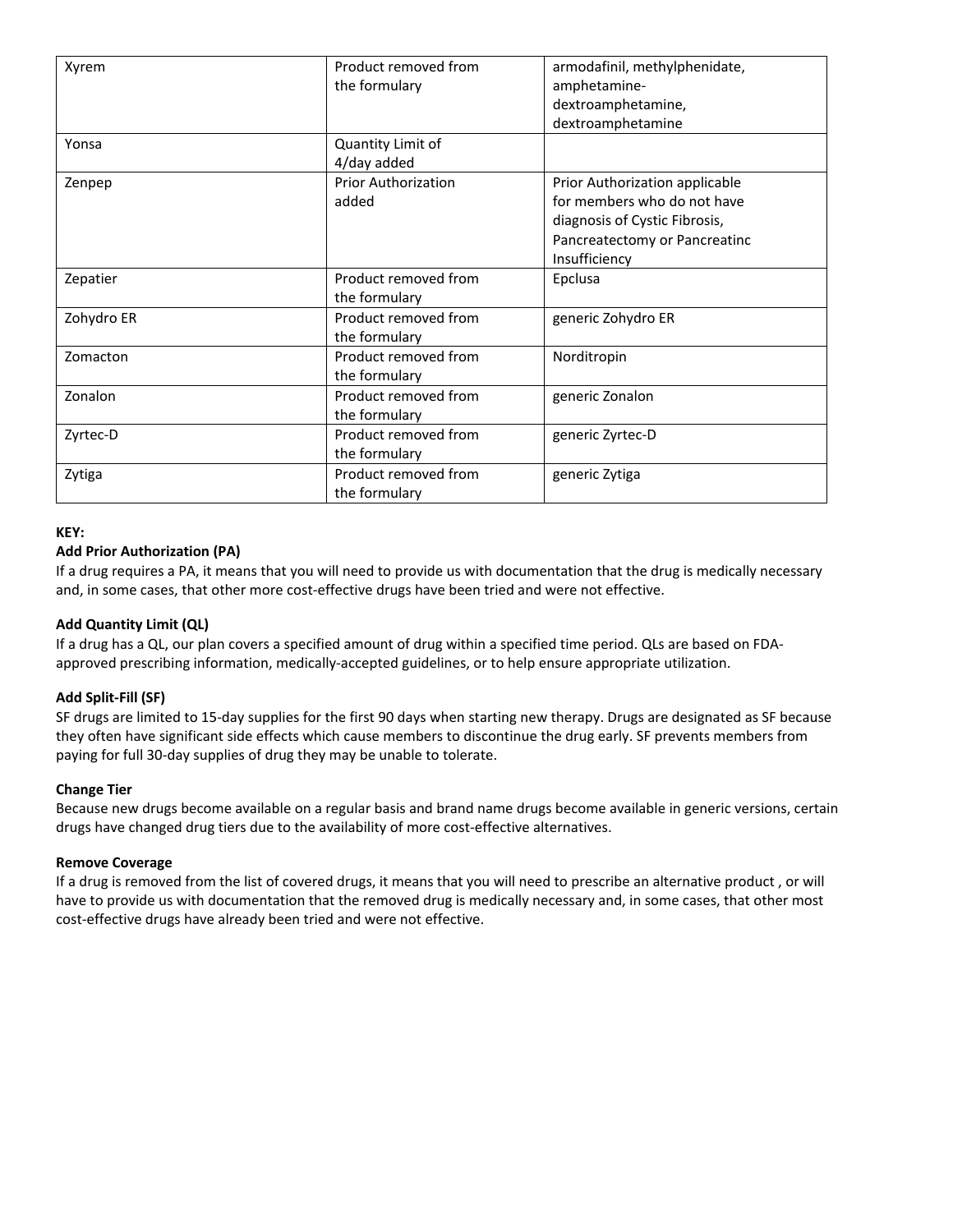| | | |
|---|---|---|
| Xyrem | Product removed from the formulary | armodafinil, methylphenidate, amphetamine-dextroamphetamine, dextroamphetamine |
| Yonsa | Quantity Limit of 4/day added | |
| Zenpep | Prior Authorization added | Prior Authorization applicable for members who do not have diagnosis of Cystic Fibrosis, Pancreatectomy or Pancreatinc Insufficiency |
| Zepatier | Product removed from the formulary | Epclusa |
| Zohydro ER | Product removed from the formulary | generic Zohydro ER |
| Zomacton | Product removed from the formulary | Norditropin |
| Zonalon | Product removed from the formulary | generic Zonalon |
| Zyrtec-D | Product removed from the formulary | generic Zyrtec-D |
| Zytiga | Product removed from the formulary | generic Zytiga |

**KEY:**

**Add Prior Authorization (PA)**

If a drug requires a PA, it means that you will need to provide us with documentation that the drug is medically necessary and, in some cases, that other more cost-effective drugs have been tried and were not effective.

**Add Quantity Limit (QL)**

If a drug has a QL, our plan covers a specified amount of drug within a specified time period. QLs are based on FDA-approved prescribing information, medically-accepted guidelines, or to help ensure appropriate utilization.

**Add Split-Fill (SF)**

SF drugs are limited to 15-day supplies for the first 90 days when starting new therapy. Drugs are designated as SF because they often have significant side effects which cause members to discontinue the drug early. SF prevents members from paying for full 30-day supplies of drug they may be unable to tolerate.

**Change Tier**

Because new drugs become available on a regular basis and brand name drugs become available in generic versions, certain drugs have changed drug tiers due to the availability of more cost-effective alternatives.

**Remove Coverage**

If a drug is removed from the list of covered drugs, it means that you will need to prescribe an alternative product , or will have to provide us with documentation that the removed drug is medically necessary and, in some cases, that other most cost-effective drugs have already been tried and were not effective.